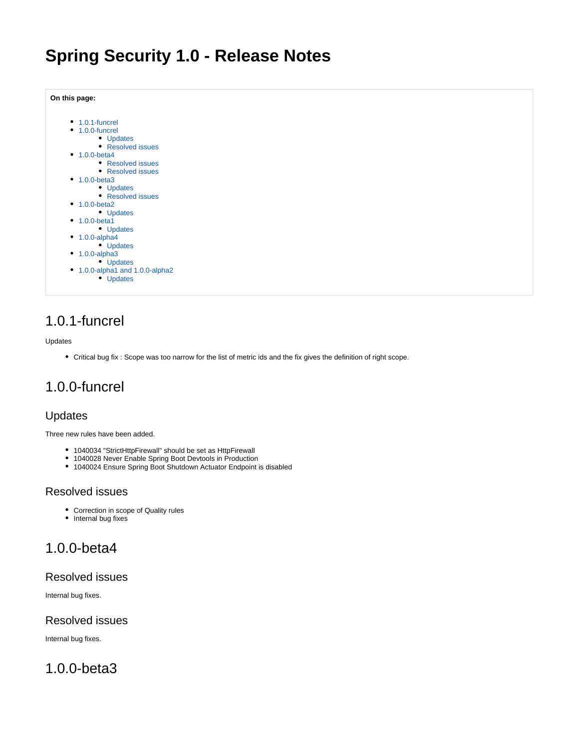# Spring Security 1.0 - Release Notes

**On this page:**

- 1.0.1-funcrel
- 1.0.0-funcrel
  - Updates
  - Resolved issues
- 1.0.0-beta4
  - Resolved issues
  - Resolved issues
- 1.0.0-beta3
  - Updates
  - Resolved issues
- 1.0.0-beta2
  - Updates
- 1.0.0-beta1
  - Updates
- 1.0.0-alpha4
  - Updates
- 1.0.0-alpha3
  - Updates
- 1.0.0-alpha1 and 1.0.0-alpha2
  - Updates

## 1.0.1-funcrel

Updates

- Critical bug fix : Scope was too narrow for the list of metric ids and the fix gives the definition of right scope.

## 1.0.0-funcrel

### Updates

Three new rules have been added.

- 1040034 "StrictHttpFirewall" should be set as HttpFirewall
- 1040028 Never Enable Spring Boot Devtools in Production
- 1040024 Ensure Spring Boot Shutdown Actuator Endpoint is disabled

### Resolved issues

- Correction in scope of Quality rules
- Internal bug fixes

## 1.0.0-beta4

### Resolved issues

Internal bug fixes.

### Resolved issues

Internal bug fixes.

## 1.0.0-beta3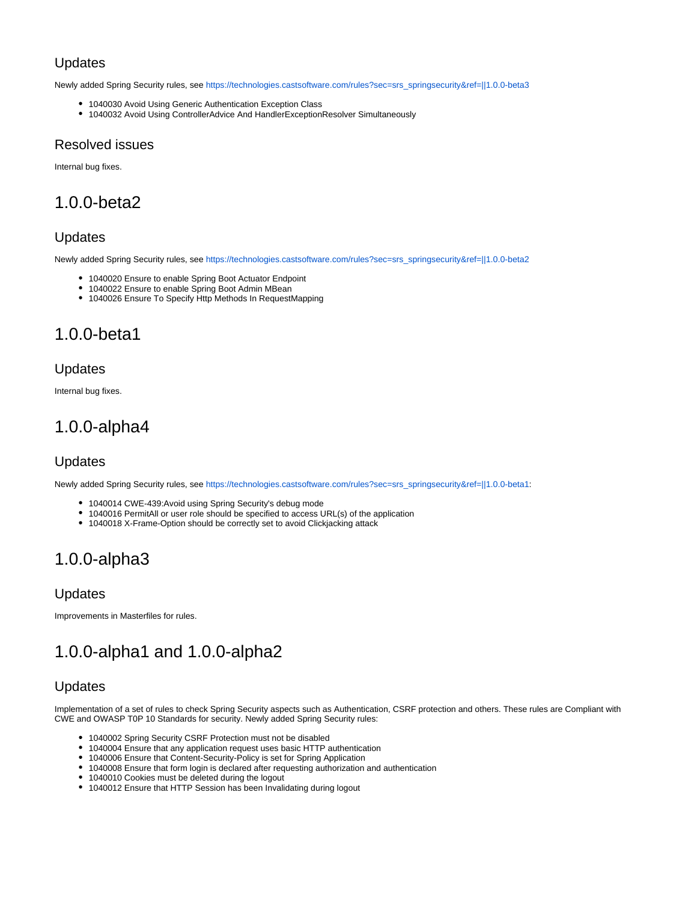### Updates

Newly added Spring Security rules, see https://technologies.castsoftware.com/rules?sec=srs_springsecurity&ref=||1.0.0-beta3

- 1040030 Avoid Using Generic Authentication Exception Class
- 1040032 Avoid Using ControllerAdvice And HandlerExceptionResolver Simultaneously

### Resolved issues

Internal bug fixes.

## 1.0.0-beta2

### Updates

Newly added Spring Security rules, see https://technologies.castsoftware.com/rules?sec=srs_springsecurity&ref=||1.0.0-beta2

- 1040020 Ensure to enable Spring Boot Actuator Endpoint
- 1040022 Ensure to enable Spring Boot Admin MBean
- 1040026 Ensure To Specify Http Methods In RequestMapping

## 1.0.0-beta1

### Updates

Internal bug fixes.

## 1.0.0-alpha4

### Updates

Newly added Spring Security rules, see https://technologies.castsoftware.com/rules?sec=srs_springsecurity&ref=||1.0.0-beta1:

- 1040014 CWE-439:Avoid using Spring Security's debug mode
- 1040016 PermitAll or user role should be specified to access URL(s) of the application
- 1040018 X-Frame-Option should be correctly set to avoid Clickjacking attack

## 1.0.0-alpha3

### Updates

Improvements in Masterfiles for rules.

## 1.0.0-alpha1 and 1.0.0-alpha2

### Updates

Implementation of a set of rules to check Spring Security aspects such as Authentication, CSRF protection and others. These rules are Compliant with CWE and OWASP T0P 10 Standards for security. Newly added Spring Security rules:

- 1040002 Spring Security CSRF Protection must not be disabled
- 1040004 Ensure that any application request uses basic HTTP authentication
- 1040006 Ensure that Content-Security-Policy is set for Spring Application
- 1040008 Ensure that form login is declared after requesting authorization and authentication
- 1040010 Cookies must be deleted during the logout
- 1040012 Ensure that HTTP Session has been Invalidating during logout